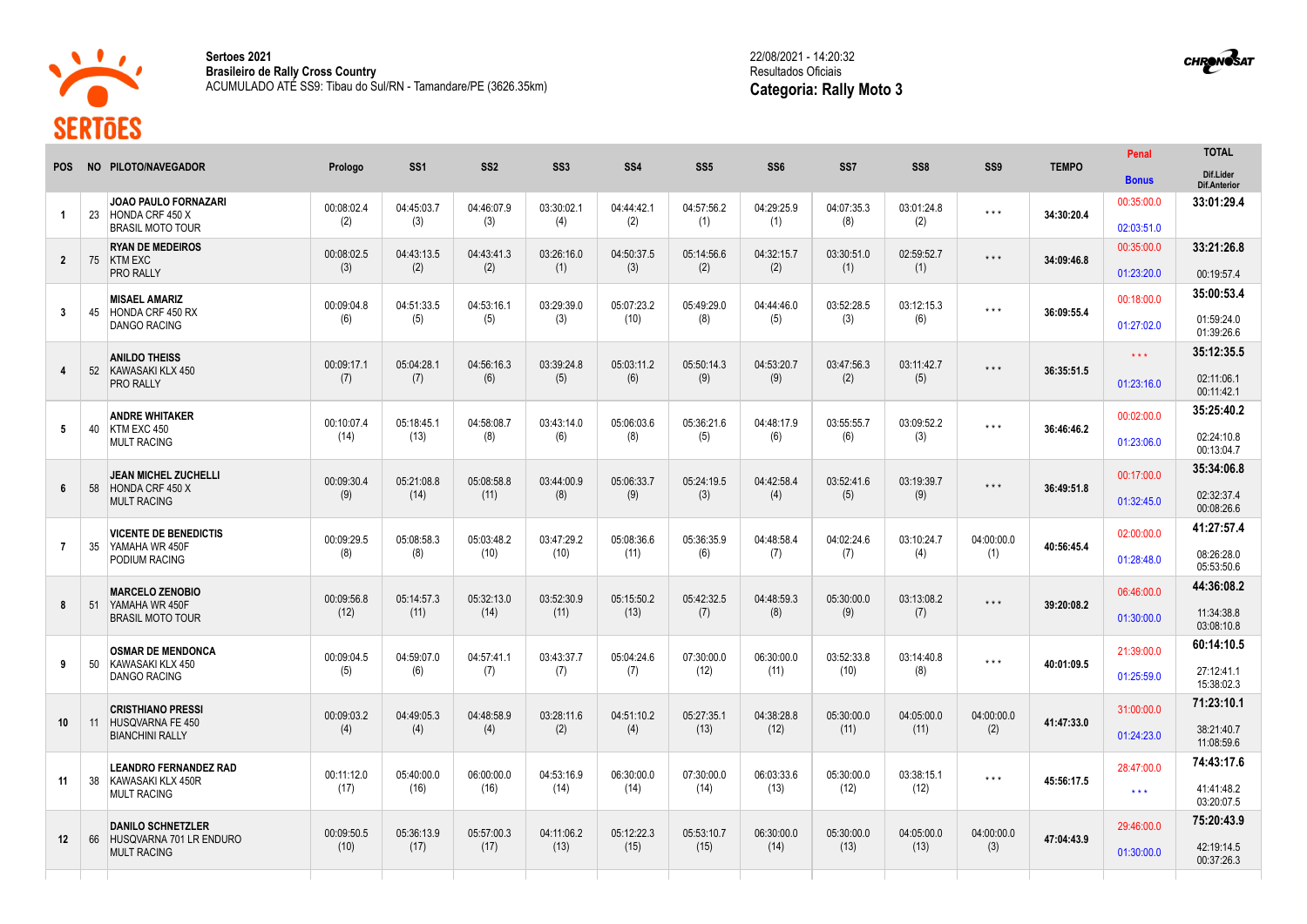**Sertoes 2021**
**Brasileiro de Rally Cross Country**
ACUMULADO ATÉ SS9: Tibau do Sul/RN - Tamandare/PE (3626.35km)

22/08/2021 - 14:20:32
Resultados Oficiais
**Categoria: Rally Moto 3**

| POS | NO | PILOTO/NAVEGADOR | Prologo | SS1 | SS2 | SS3 | SS4 | SS5 | SS6 | SS7 | SS8 | SS9 | TEMPO | Penal / Bonus | TOTAL / Dif.Lider / Dif.Anterior |
|---|---|---|---|---|---|---|---|---|---|---|---|---|---|---|---|
| 1 | 23 | **JOAO PAULO FORNAZARI** HONDA CRF 450 X BRASIL MOTO TOUR | 00:08:02.4 (2) | 04:45:03.7 (3) | 04:46:07.9 (3) | 03:30:02.1 (4) | 04:44:42.1 (2) | 04:57:56.2 (1) | 04:29:25.9 (1) | 04:07:35.3 (8) | 03:01:24.8 (2) | *** | **34:30:20.4** | 00:35:00.0 / 02:03:51.0 | **33:01:29.4** |
| 2 | 75 | **RYAN DE MEDEIROS** KTM EXC PRO RALLY | 00:08:02.5 (3) | 04:43:13.5 (2) | 04:43:41.3 (2) | 03:26:16.0 (1) | 04:50:37.5 (3) | 05:14:56.6 (2) | 04:32:15.7 (2) | 03:30:51.0 (1) | 02:59:52.7 (1) | *** | **34:09:46.8** | 00:35:00.0 / 01:23:20.0 | **33:21:26.8** / 00:19:57.4 |
| 3 | 45 | **MISAEL AMARIZ** HONDA CRF 450 RX DANGO RACING | 00:09:04.8 (6) | 04:51:33.5 (5) | 04:53:16.1 (5) | 03:29:39.0 (3) | 05:07:23.2 (10) | 05:49:29.0 (8) | 04:44:46.0 (5) | 03:52:28.5 (3) | 03:12:15.3 (6) | *** | **36:09:55.4** | 00:18:00.0 / 01:27:02.0 | **35:00:53.4** / 01:59:24.0 / 01:39:26.6 |
| 4 | 52 | **ANILDO THEISS** KAWASAKI KLX 450 PRO RALLY | 00:09:17.1 (7) | 05:04:28.1 (7) | 04:56:16.3 (6) | 03:39:24.8 (5) | 05:03:11.2 (6) | 05:50:14.3 (9) | 04:53:20.7 (9) | 03:47:56.3 (2) | 03:11:42.7 (5) | *** | **36:35:51.5** | *** / 01:23:16.0 | **35:12:35.5** / 02:11:06.1 / 00:11:42.1 |
| 5 | 40 | **ANDRE WHITAKER** KTM EXC 450 MULT RACING | 00:10:07.4 (14) | 05:18:45.1 (13) | 04:58:08.7 (8) | 03:43:14.0 (6) | 05:06:03.6 (8) | 05:36:21.6 (5) | 04:48:17.9 (6) | 03:55:55.7 (6) | 03:09:52.2 (3) | *** | **36:46:46.2** | 00:02:00.0 / 01:23:06.0 | **35:25:40.2** / 02:24:10.8 / 00:13:04.7 |
| 6 | 58 | **JEAN MICHEL ZUCHELLI** HONDA CRF 450 X MULT RACING | 00:09:30.4 (9) | 05:21:08.8 (14) | 05:08:58.8 (11) | 03:44:00.9 (8) | 05:06:33.7 (9) | 05:24:19.5 (3) | 04:42:58.4 (4) | 03:52:41.6 (5) | 03:19:39.7 (9) | *** | **36:49:51.8** | 00:17:00.0 / 01:32:45.0 | **35:34:06.8** / 02:32:37.4 / 00:08:26.6 |
| 7 | 35 | **VICENTE DE BENEDICTIS** YAMAHA WR 450F PODIUM RACING | 00:09:29.5 (8) | 05:08:58.3 (8) | 05:03:48.2 (10) | 03:47:29.2 (10) | 05:08:36.6 (11) | 05:36:35.9 (6) | 04:48:58.4 (7) | 04:02:24.6 (7) | 03:10:24.7 (4) | 04:00:00.0 (1) | **40:56:45.4** | 02:00:00.0 / 01:28:48.0 | **41:27:57.4** / 08:26:28.0 / 05:53:50.6 |
| 8 | 51 | **MARCELO ZENOBIO** YAMAHA WR 450F BRASIL MOTO TOUR | 00:09:56.8 (12) | 05:14:57.3 (11) | 05:32:13.0 (14) | 03:52:30.9 (11) | 05:15:50.2 (13) | 05:42:32.5 (7) | 04:48:59.3 (8) | 05:30:00.0 (9) | 03:13:08.2 (7) | *** | **39:20:08.2** | 06:46:00.0 / 01:30:00.0 | **44:36:08.2** / 11:34:38.8 / 03:08:10.8 |
| 9 | 50 | **OSMAR DE MENDONCA** KAWASAKI KLX 450 DANGO RACING | 00:09:04.5 (5) | 04:59:07.0 (6) | 04:57:41.1 (7) | 03:43:37.7 (7) | 05:04:24.6 (7) | 07:30:00.0 (12) | 06:30:00.0 (11) | 03:52:33.8 (10) | 03:14:40.8 (8) | *** | **40:01:09.5** | 21:39:00.0 / 01:25:59.0 | **60:14:10.5** / 27:12:41.1 / 15:38:02.3 |
| 10 | 11 | **CRISTHIANO PRESSI** HUSQVARNA FE 450 BIANCHINI RALLY | 00:09:03.2 (4) | 04:49:05.3 (4) | 04:48:58.9 (4) | 03:28:11.6 (2) | 04:51:10.2 (4) | 05:27:35.1 (13) | 04:38:28.8 (12) | 05:30:00.0 (11) | 04:05:00.0 (11) | 04:00:00.0 (2) | **41:47:33.0** | 31:00:00.0 / 01:24:23.0 | **71:23:10.1** / 38:21:40.7 / 11:08:59.6 |
| 11 | 38 | **LEANDRO FERNANDEZ RAD** KAWASAKI KLX 450R MULT RACING | 00:11:12.0 (17) | 05:40:00.0 (16) | 06:00:00.0 (16) | 04:53:16.9 (14) | 06:30:00.0 (14) | 07:30:00.0 (14) | 06:03:33.6 (13) | 05:30:00.0 (12) | 03:38:15.1 (12) | *** | **45:56:17.5** | 28:47:00.0 / *** | **74:43:17.6** / 41:41:48.2 / 03:20:07.5 |
| 12 | 66 | **DANILO SCHNETZLER** HUSQVARNA 701 LR ENDURO MULT RACING | 00:09:50.5 (10) | 05:36:13.9 (17) | 05:57:00.3 (17) | 04:11:06.2 (13) | 05:12:22.3 (15) | 05:53:10.7 (15) | 06:30:00.0 (14) | 05:30:00.0 (13) | 04:05:00.0 (13) | 04:00:00.0 (3) | **47:04:43.9** | 29:46:00.0 / 01:30:00.0 | **75:20:43.9** / 42:19:14.5 / 00:37:26.3 |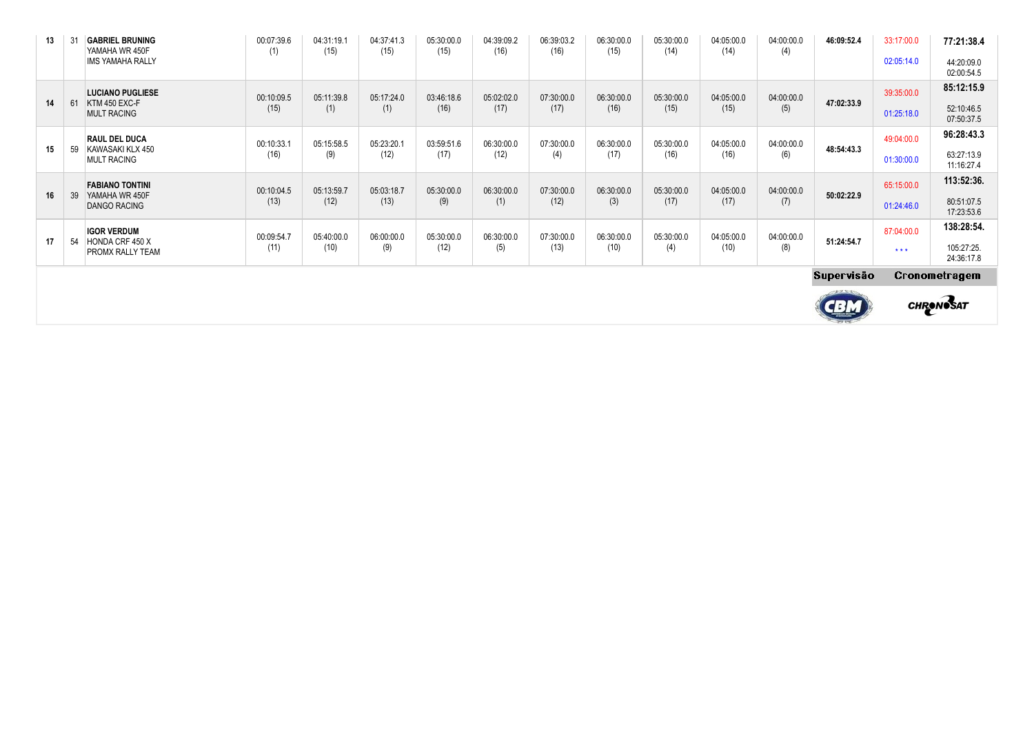| | | | | | | | | | | | | | | |
|---|---|---|---|---|---|---|---|---|---|---|---|---|---|---|
| **13** | 31 | **GABRIEL BRUNING**<br>YAMAHA WR 450F<br>IMS YAMAHA RALLY | 00:07:39.6<br>(1) | 04:31:19.1<br>(15) | 04:37:41.3<br>(15) | 05:30:00.0<br>(15) | 04:39:09.2<br>(16) | 06:39:03.2<br>(16) | 06:30:00.0<br>(15) | 05:30:00.0<br>(14) | 04:05:00.0<br>(14) | 04:00:00.0<br>(4) | **46:09:52.4** | 33:17:00.0<br>02:05:14.0 | **77:21:38.4**<br>44:20:09.0<br>02:00:54.5 |
| **14** | 61 | **LUCIANO PUGLIESE**<br>KTM 450 EXC-F<br>MULT RACING | 00:10:09.5<br>(15) | 05:11:39.8<br>(1) | 05:17:24.0<br>(1) | 03:46:18.6<br>(16) | 05:02:02.0<br>(17) | 07:30:00.0<br>(17) | 06:30:00.0<br>(16) | 05:30:00.0<br>(15) | 04:05:00.0<br>(15) | 04:00:00.0<br>(5) | **47:02:33.9** | 39:35:00.0<br>01:25:18.0 | **85:12:15.9**<br>52:10:46.5<br>07:50:37.5 |
| **15** | 59 | **RAUL DEL DUCA**<br>KAWASAKI KLX 450<br>MULT RACING | 00:10:33.1<br>(16) | 05:15:58.5<br>(9) | 05:23:20.1<br>(12) | 03:59:51.6<br>(17) | 06:30:00.0<br>(12) | 07:30:00.0<br>(4) | 06:30:00.0<br>(17) | 05:30:00.0<br>(16) | 04:05:00.0<br>(16) | 04:00:00.0<br>(6) | **48:54:43.3** | 49:04:00.0<br>01:30:00.0 | **96:28:43.3**<br>63:27:13.9<br>11:16:27.4 |
| **16** | 39 | **FABIANO TONTINI**<br>YAMAHA WR 450F<br>DANGO RACING | 00:10:04.5<br>(13) | 05:13:59.7<br>(12) | 05:03:18.7<br>(13) | 05:30:00.0<br>(9) | 06:30:00.0<br>(1) | 07:30:00.0<br>(12) | 06:30:00.0<br>(3) | 05:30:00.0<br>(17) | 04:05:00.0<br>(17) | 04:00:00.0<br>(7) | **50:02:22.9** | 65:15:00.0<br>01:24:46.0 | **113:52:36.**<br>80:51:07.5<br>17:23:53.6 |
| **17** | 54 | **IGOR VERDUM**<br>HONDA CRF 450 X<br>PROMX RALLY TEAM | 00:09:54.7<br>(11) | 05:40:00.0<br>(10) | 06:00:00.0<br>(9) | 05:30:00.0<br>(12) | 06:30:00.0<br>(5) | 07:30:00.0<br>(13) | 06:30:00.0<br>(10) | 05:30:00.0<br>(4) | 04:05:00.0<br>(10) | 04:00:00.0<br>(8) | **51:24:54.7** | 87:04:00.0<br>*** | **138:28:54.**<br>105:27:25.<br>24:36:17.8 |

Supervisão CBM

Cronometragem CHRONOSAT